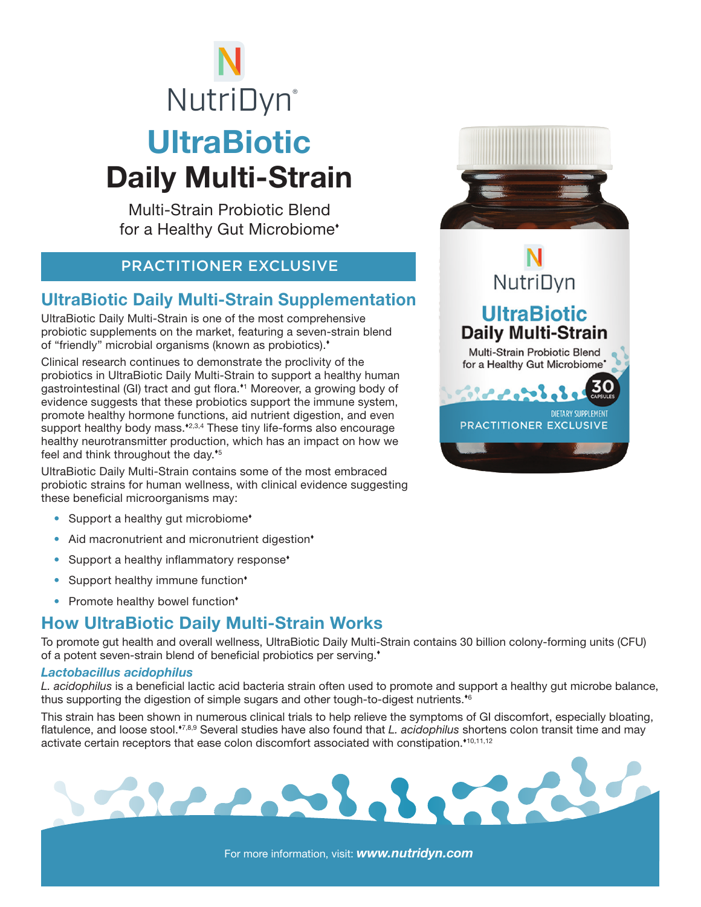NutriDyn®

# UltraBiotic Daily Multi-Strain

Multi-Strain Probiotic Blend for a Healthy Gut Microbiome♦

**PRACTITIONER EXCLUSIVE**

## UltraBiotic Daily Multi-Strain Supplementation

UltraBiotic Daily Multi-Strain is one of the most comprehensive probiotic supplements on the market, featuring a seven-strain blend of "friendly" microbial organisms (known as probiotics).♦

Clinical research continues to demonstrate the proclivity of the probiotics in UltraBiotic Daily Multi-Strain to support a healthy human gastrointestinal (GI) tract and gut flora.♦[1] Moreover, a growing body of evidence suggests that these probiotics support the immune system, promote healthy hormone functions, aid nutrient digestion, and even support healthy body mass.♦[2,3,4] These tiny life-forms also encourage healthy neurotransmitter production, which has an impact on how we feel and think throughout the day.♦[5]

UltraBiotic Daily Multi-Strain contains some of the most embraced probiotic strains for human wellness, with clinical evidence suggesting these beneficial microorganisms may:

- Support a healthy gut microbiome♦
- Aid macronutrient and micronutrient digestion♦
- Support a healthy inflammatory response♦
- Support healthy immune function♦
- Promote healthy bowel function♦

## How UltraBiotic Daily Multi-Strain Works

To promote gut health and overall wellness, UltraBiotic Daily Multi-Strain contains 30 billion colony-forming units (CFU) of a potent seven-strain blend of beneficial probiotics per serving.♦

### *Lactobacillus acidophilus*

*L. acidophilus* is a beneficial lactic acid bacteria strain often used to promote and support a healthy gut microbe balance, thus supporting the digestion of simple sugars and other tough-to-digest nutrients.♦[6]

This strain has been shown in numerous clinical trials to help relieve the symptoms of GI discomfort, especially bloating, flatulence, and loose stool.♦[7,8,9] Several studies have also found that *L. acidophilus* shortens colon transit time and may activate certain receptors that ease colon discomfort associated with constipation.♦[10,11,12]

For more information, visit: ***www.nutridyn.com***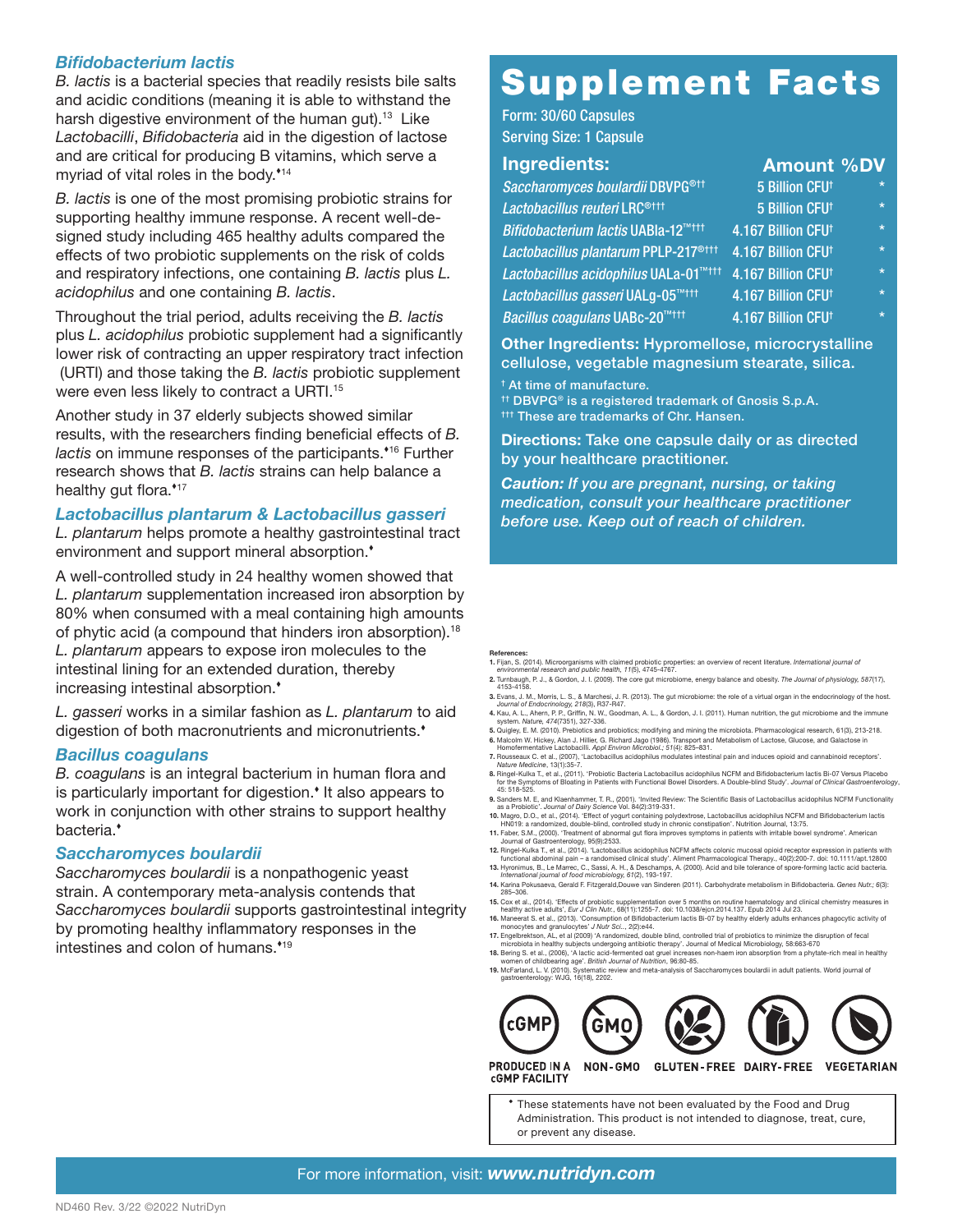### *Bifidobacterium lactis*

*B. lactis* is a bacterial species that readily resists bile salts and acidic conditions (meaning it is able to withstand the harsh digestive environment of the human gut).[13] Like *Lactobacilli*, *Bifidobacteria* aid in the digestion of lactose and are critical for producing B vitamins, which serve a myriad of vital roles in the body.♦[14]

*B. lactis* is one of the most promising probiotic strains for supporting healthy immune response. A recent well-designed study including 465 healthy adults compared the effects of two probiotic supplements on the risk of colds and respiratory infections, one containing *B. lactis* plus *L. acidophilus* and one containing *B. lactis*.

Throughout the trial period, adults receiving the *B. lactis* plus *L. acidophilus* probiotic supplement had a significantly lower risk of contracting an upper respiratory tract infection (URTI) and those taking the *B. lactis* probiotic supplement were even less likely to contract a URTI.[15]

Another study in 37 elderly subjects showed similar results, with the researchers finding beneficial effects of *B. lactis* on immune responses of the participants.♦[16] Further research shows that *B. lactis* strains can help balance a healthy gut flora.♦[17]

### *Lactobacillus plantarum* & *Lactobacillus gasseri*

*L. plantarum* helps promote a healthy gastrointestinal tract environment and support mineral absorption.♦

A well-controlled study in 24 healthy women showed that *L. plantarum* supplementation increased iron absorption by 80% when consumed with a meal containing high amounts of phytic acid (a compound that hinders iron absorption).[18] *L. plantarum* appears to expose iron molecules to the intestinal lining for an extended duration, thereby increasing intestinal absorption.♦

*L. gasseri* works in a similar fashion as *L. plantarum* to aid digestion of both macronutrients and micronutrients.♦

### *Bacillus coagulans*

*B. coagulans* is an integral bacterium in human flora and is particularly important for digestion.♦ It also appears to work in conjunction with other strains to support healthy bacteria.♦

### *Saccharomyces boulardii*

*Saccharomyces boulardii* is a nonpathogenic yeast strain. A contemporary meta-analysis contends that *Saccharomyces boulardii* supports gastrointestinal integrity by promoting healthy inflammatory responses in the intestines and colon of humans.♦[19]

# Supplement Facts

Form: 30/60 Capsules
Serving Size: 1 Capsule

| Ingredients: | Amount | %DV |
|---|---|---|
| *Saccharomyces boulardii* DBVPG®†† | 5 Billion CFU† | * |
| *Lactobacillus reuteri* LRC®††† | 5 Billion CFU† | * |
| *Bifidobacterium lactis* UABla-12™††† | 4.167 Billion CFU† | * |
| *Lactobacillus plantarum* PPLP-217®††† | 4.167 Billion CFU† | * |
| *Lactobacillus acidophilus* UALa-01™††† | 4.167 Billion CFU† | * |
| *Lactobacillus gasseri* UALg-05™††† | 4.167 Billion CFU† | * |
| *Bacillus coagulans* UABc-20™††† | 4.167 Billion CFU† | * |

**Other Ingredients:** Hypromellose, microcrystalline cellulose, vegetable magnesium stearate, silica.

† At time of manufacture.
†† DBVPG® is a registered trademark of Gnosis S.p.A.
††† These are trademarks of Chr. Hansen.

**Directions:** Take one capsule daily or as directed by your healthcare practitioner.

***Caution:*** *If you are pregnant, nursing, or taking medication, consult your healthcare practitioner before use. Keep out of reach of children.*

**References:**

1. Fijan, S. (2014). Microorganisms with claimed probiotic properties: an overview of recent literature. *International journal of environmental research and public health, 11*(5), 4745-4767.
2. Turnbaugh, P. J., & Gordon, J. I. (2009). The core gut microbiome, energy balance and obesity. *The Journal of physiology, 587*(17), 4153-4158.
3. Evans, J. M., Morris, L. S., & Marchesi, J. R. (2013). The gut microbiome: the role of a virtual organ in the endocrinology of the host. *Journal of Endocrinology, 218*(3), R37-R47.
4. Kau, A. L., Ahern, P. P., Griffin, N. W., Goodman, A. L., & Gordon, J. I. (2011). Human nutrition, the gut microbiome and the immune system. *Nature, 474*(7351), 327-336.
5. Quigley, E. M. (2010). Prebiotics and probiotics; modifying and mining the microbiota. Pharmacological research, 61(3), 213-218.
6. Malcolm W. Hickey, Alan J. Hillier, G. Richard Jago (1986). Transport and Metabolism of Lactose, Glucose, and Galactose in Homofermentative Lactobacilli. *Appl Environ Microbiol.*; 51(4): 825–831.
7. Rousseaux C. et al., (2007). 'Lactobacillus acidophilus modulates intestinal pain and induces opioid and cannabinoid receptors'. *Nature Medicine*, 13(1):35-7.
8. Ringel-Kulka T., et al., (2011). 'Probiotic Bacteria Lactobacillus acidophilus NCFM and Bifidobacterium lactis Bi-07 Versus Placebo for the Symptoms of Bloating in Patients with Functional Bowel Disorders. A Double-blind Study'. *Journal of Clinical Gastroenterology*, 45: 518-525.
9. Sanders M. E, and Klaenhammer, T. R., (2001). 'Invited Review: The Scientific Basis of Lactobacillus acidophilus NCFM Functionality as a Probiotic'. *Journal of Dairy Science* Vol. 84(2):319-331.
10. Magro, D.O., et al., (2014). 'Effect of yogurt containing polydextrose, Lactobacillus acidophilus NCFM and Bifidobacterium lactis HN019: a randomized, double-blind, controlled study in chronic constipation'. Nutrition Journal, 13:75.
11. Faber, S.M., (2000). 'Treatment of abnormal gut flora improves symptoms in patients with irritable bowel syndrome'. American Journal of Gastroenterology, 95(9):2533.
12. Ringel-Kulka T., et al., (2014). 'Lactobacillus acidophilus NCFM affects colonic mucosal opioid receptor expression in patients with functional abdominal pain – a randomised clinical study'. Aliment Pharmacological Therapy., 40(2):200-7. doi: 10.1111/apt.12800
13. Hyronimus, B., Le Marrec, C., Sassi, A. H., & Deschamps, A. (2000). Acid and bile tolerance of spore-forming lactic acid bacteria. *International journal of food microbiology, 61*(2), 193-197.
14. Karina Pokusaeva, Gerald F. Fitzgerald,Douwe van Sinderen (2011). Carbohydrate metabolism in Bifidobacteria. *Genes Nutr.; 6*(3): 285–306.
15. Cox et al., (2014). 'Effects of probiotic supplementation over 5 months on routine haematology and clinical chemistry measures in healthy active adults', *Eur J Clin Nutr.*, 68(11):1255-7. doi: 10.1038/ejcn.2014.137. Epub 2014 Jul 23.
16. Maneerat S. et al., (2013). 'Consumption of Bifidobacterium lactis Bi-07 by healthy elderly adults enhances phagocytic activity of monocytes and granulocytes' *J Nutr Sci.*., 2(2):e44.
17. Engelbrektson, AL, et al (2009) 'A randomized, double blind, controlled trial of probiotics to minimize the disruption of fecal microbiota in healthy subjects undergoing antibiotic therapy'. Journal of Medical Microbiology, 58:663-670
18. Bering S. et al., (2006). 'A lactic acid-fermented oat gruel increases non-haem iron absorption from a phytate-rich meal in healthy women of childbearing age'. *British Journal of Nutrition*, 96:80-85.
19. McFarland, L. V. (2010). Systematic review and meta-analysis of Saccharomyces boulardii in adult patients. World journal of gastroenterology: WJG, 16(18), 2202.

PRODUCED IN A cGMP FACILITY — NON-GMO — GLUTEN-FREE — DAIRY-FREE — VEGETARIAN

♦ These statements have not been evaluated by the Food and Drug Administration. This product is not intended to diagnose, treat, cure, or prevent any disease.

For more information, visit: ***www.nutridyn.com***

ND460 Rev. 3/22 ©2022 NutriDyn